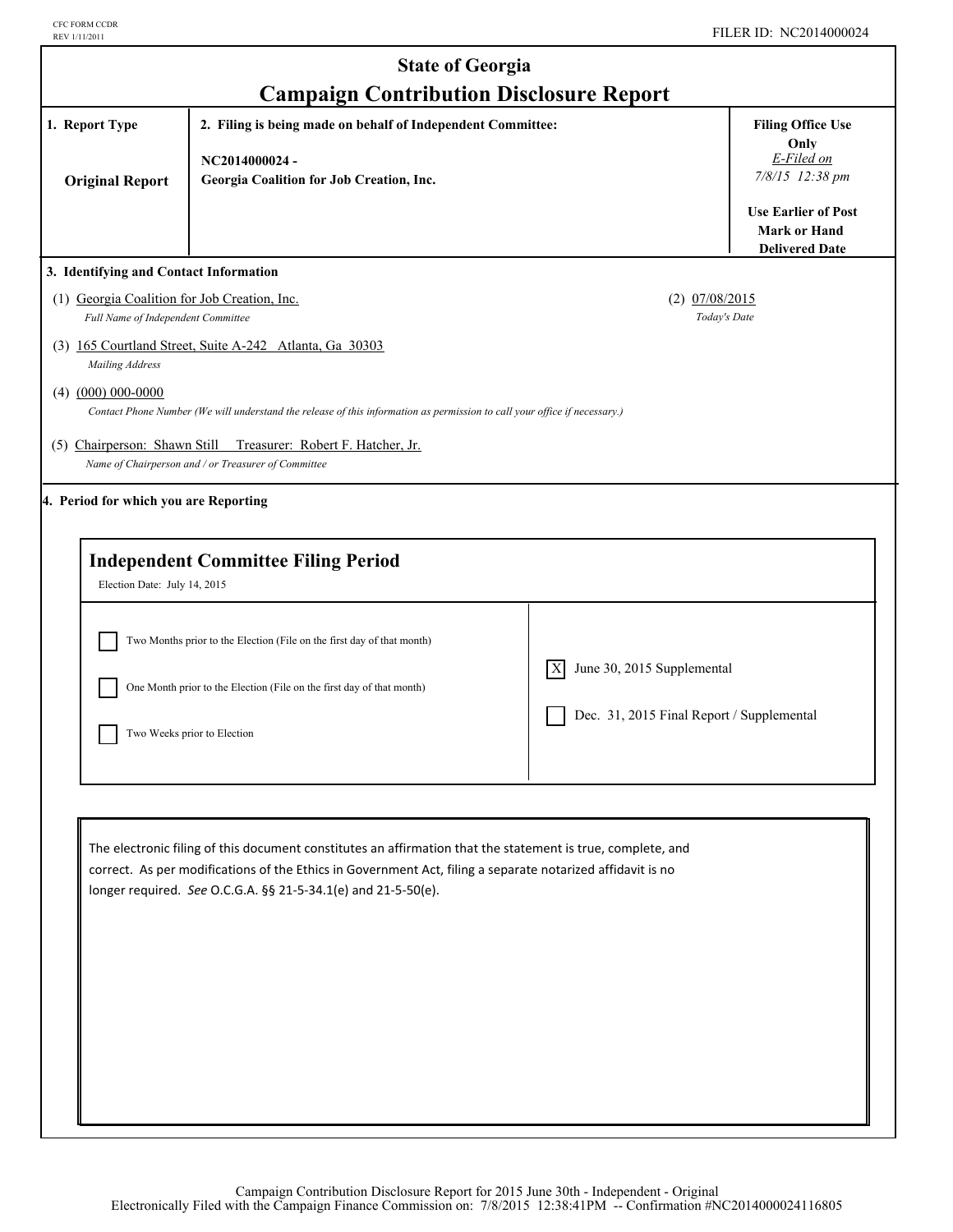CFC FORM CCDR
REV 1/11/2011

FILER ID: NC2014000024

# State of Georgia
## Campaign Contribution Disclosure Report

| 1. Report Type | 2. Filing is being made on behalf of Independent Committee: | Filing Office Use Only |
|---|---|---|
| **Original Report** | NC2014000024 - Georgia Coalition for Job Creation, Inc. | *E-Filed on* *7/8/15 12:38 pm* Use Earlier of Post Mark or Hand Delivered Date |

### 3. Identifying and Contact Information

(1) Georgia Coalition for Job Creation, Inc.
*Full Name of Independent Committee*

(2) 07/08/2015
*Today's Date*

(3) 165 Courtland Street, Suite A-242 Atlanta, Ga 30303
*Mailing Address*

(4) (000) 000-0000
*Contact Phone Number (We will understand the release of this information as permission to call your office if necessary.)*

(5) Chairperson: Shawn Still Treasurer: Robert F. Hatcher, Jr.
*Name of Chairperson and / or Treasurer of Committee*

### 4. Period for which you are Reporting

**Independent Committee Filing Period**

Election Date: July 14, 2015

- [ ] Two Months prior to the Election (File on the first day of that month)
- [ ] One Month prior to the Election (File on the first day of that month)
- [ ] Two Weeks prior to Election
- [X] June 30, 2015 Supplemental
- [ ] Dec. 31, 2015 Final Report / Supplemental

The electronic filing of this document constitutes an affirmation that the statement is true, complete, and correct. As per modifications of the Ethics in Government Act, filing a separate notarized affidavit is no longer required. *See* O.C.G.A. §§ 21-5-34.1(e) and 21-5-50(e).

Campaign Contribution Disclosure Report for 2015 June 30th - Independent - Original
Electronically Filed with the Campaign Finance Commission on: 7/8/2015 12:38:41PM -- Confirmation #NC2014000024116805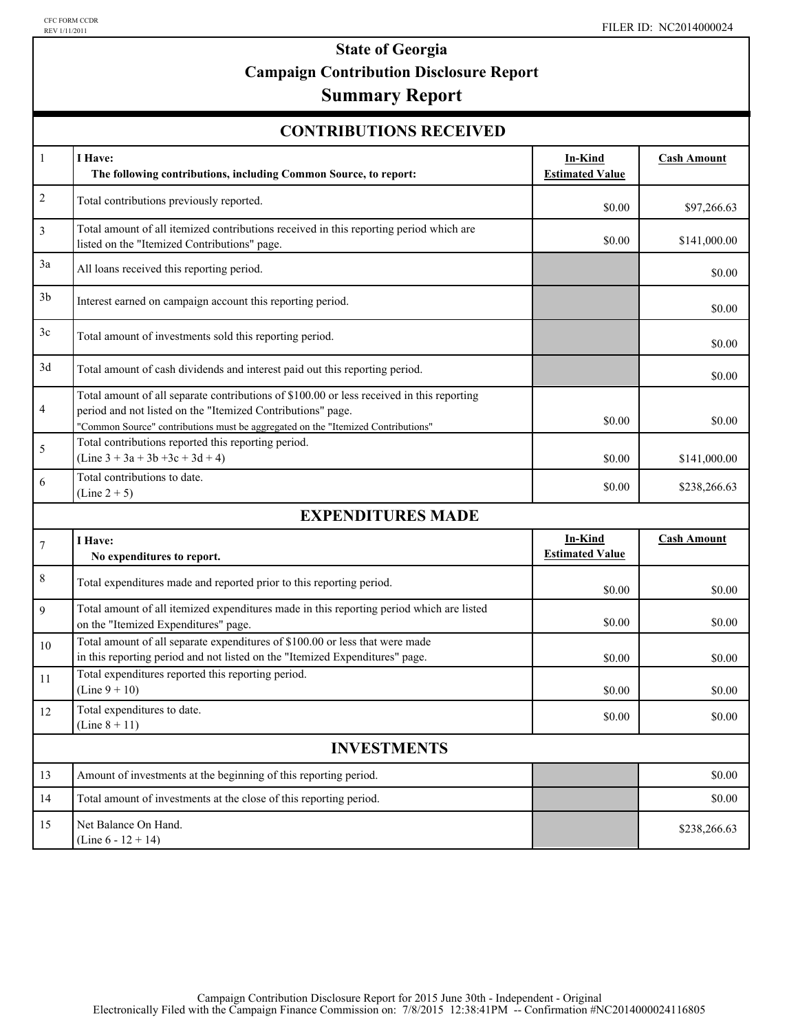CFC FORM CCDR
REV 1/11/2011

FILER ID: NC2014000024

# State of Georgia
## Campaign Contribution Disclosure Report
## Summary Report

### CONTRIBUTIONS RECEIVED

| | | In-Kind Estimated Value | Cash Amount |
|---|---|---|---|
| 1 | **I Have:** **The following contributions, including Common Source, to report:** | | |
| 2 | Total contributions previously reported. | $0.00 | $97,266.63 |
| 3 | Total amount of all itemized contributions received in this reporting period which are listed on the "Itemized Contributions" page. | $0.00 | $141,000.00 |
| 3a | All loans received this reporting period. | | $0.00 |
| 3b | Interest earned on campaign account this reporting period. | | $0.00 |
| 3c | Total amount of investments sold this reporting period. | | $0.00 |
| 3d | Total amount of cash dividends and interest paid out this reporting period. | | $0.00 |
| 4 | Total amount of all separate contributions of $100.00 or less received in this reporting period and not listed on the "Itemized Contributions" page. "Common Source" contributions must be aggregated on the "Itemized Contributions" | $0.00 | $0.00 |
| 5 | Total contributions reported this reporting period. (Line 3 + 3a + 3b +3c + 3d + 4) | $0.00 | $141,000.00 |
| 6 | Total contributions to date. (Line 2 + 5) | $0.00 | $238,266.63 |

### EXPENDITURES MADE

| | | In-Kind Estimated Value | Cash Amount |
|---|---|---|---|
| 7 | **I Have:** **No expenditures to report.** | | |
| 8 | Total expenditures made and reported prior to this reporting period. | $0.00 | $0.00 |
| 9 | Total amount of all itemized expenditures made in this reporting period which are listed on the "Itemized Expenditures" page. | $0.00 | $0.00 |
| 10 | Total amount of all separate expenditures of $100.00 or less that were made in this reporting period and not listed on the "Itemized Expenditures" page. | $0.00 | $0.00 |
| 11 | Total expenditures reported this reporting period. (Line 9 + 10) | $0.00 | $0.00 |
| 12 | Total expenditures to date. (Line 8 + 11) | $0.00 | $0.00 |

### INVESTMENTS

| | | | |
|---|---|---|---|
| 13 | Amount of investments at the beginning of this reporting period. | | $0.00 |
| 14 | Total amount of investments at the close of this reporting period. | | $0.00 |
| 15 | Net Balance On Hand. (Line 6 - 12 + 14) | | $238,266.63 |

Campaign Contribution Disclosure Report for 2015 June 30th - Independent - Original
Electronically Filed with the Campaign Finance Commission on: 7/8/2015 12:38:41PM -- Confirmation #NC2014000024116805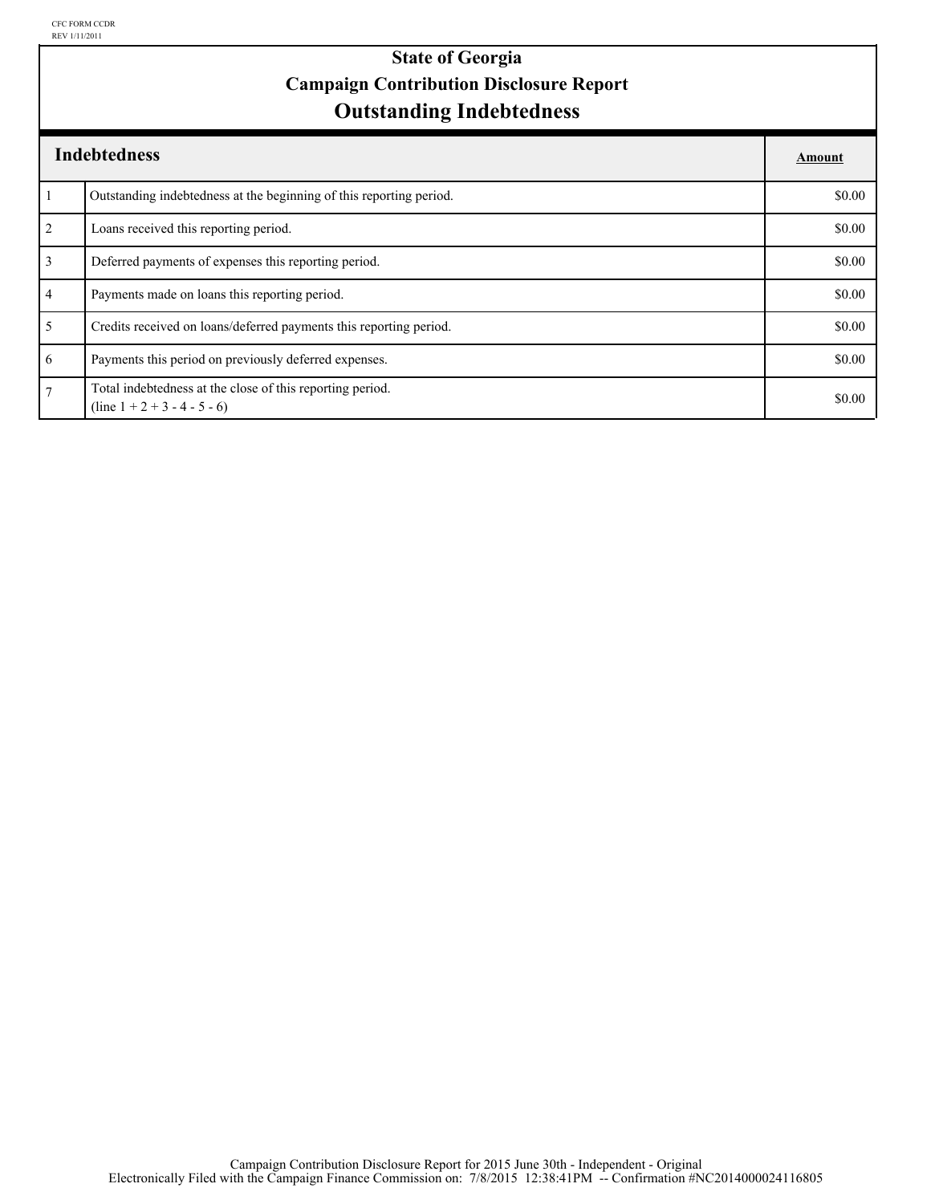CFC FORM CCDR
REV 1/11/2011

# State of Georgia
## Campaign Contribution Disclosure Report
## Outstanding Indebtedness

| | Indebtedness | Amount |
|---|---|---|
| 1 | Outstanding indebtedness at the beginning of this reporting period. | $0.00 |
| 2 | Loans received this reporting period. | $0.00 |
| 3 | Deferred payments of expenses this reporting period. | $0.00 |
| 4 | Payments made on loans this reporting period. | $0.00 |
| 5 | Credits received on loans/deferred payments this reporting period. | $0.00 |
| 6 | Payments this period on previously deferred expenses. | $0.00 |
| 7 | Total indebtedness at the close of this reporting period. (line 1 + 2 + 3 - 4 - 5 - 6) | $0.00 |

Campaign Contribution Disclosure Report for 2015 June 30th - Independent - Original
Electronically Filed with the Campaign Finance Commission on: 7/8/2015 12:38:41PM -- Confirmation #NC2014000024116805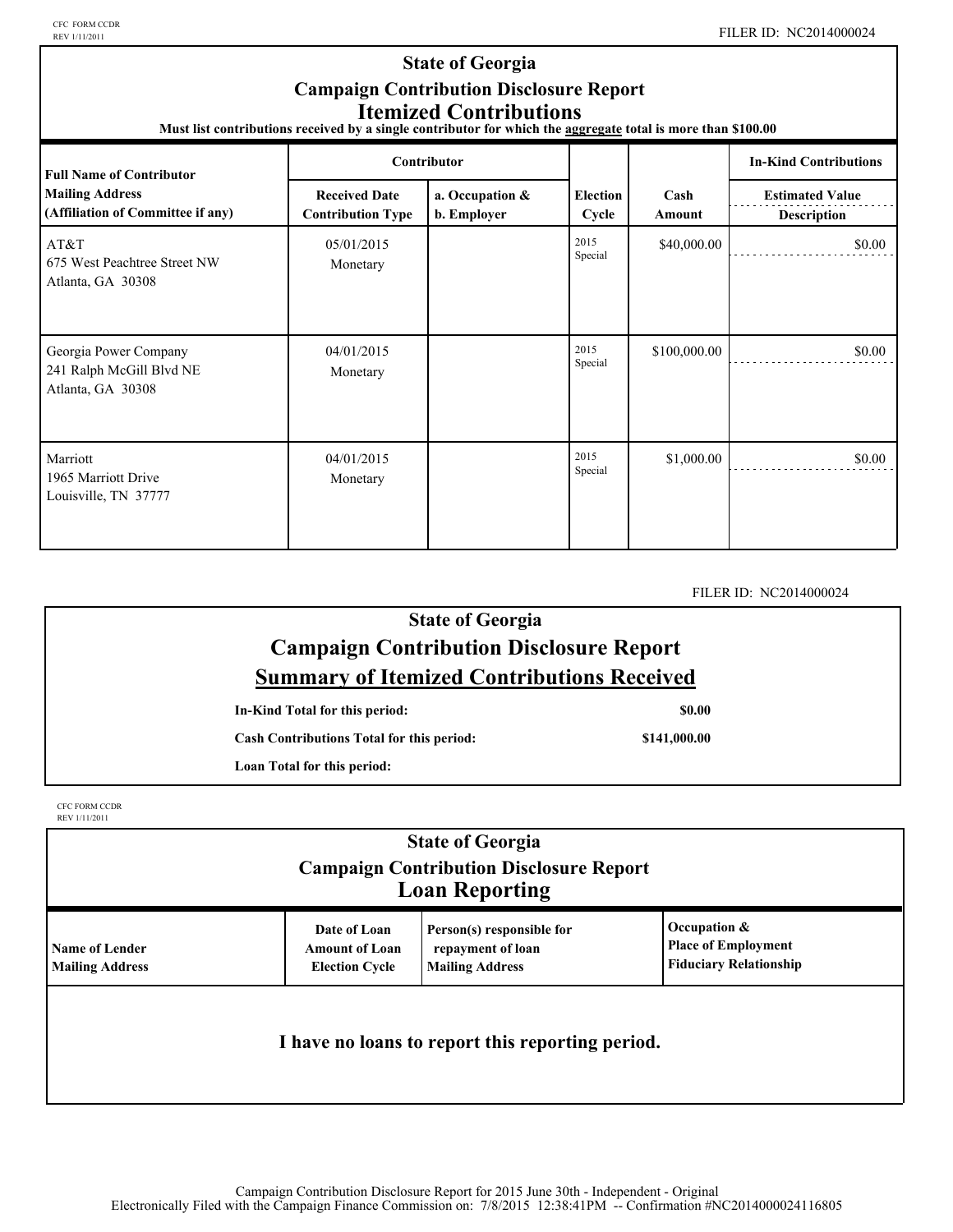CFC FORM CCDR
REV 1/11/2011

FILER ID: NC2014000024

# State of Georgia
## Campaign Contribution Disclosure Report
## Itemized Contributions

**Must list contributions received by a single contributor for which the aggregate total is more than $100.00**

| Full Name of Contributor<br>Mailing Address<br>(Affiliation of Committee if any) | Contributor | | Election Cycle | Cash Amount | In-Kind Contributions |
|---|---|---|---|---|---|
| | Received Date<br>Contribution Type | a. Occupation &<br>b. Employer | | | Estimated Value<br>Description |
| AT&T<br>675 West Peachtree Street NW<br>Atlanta, GA 30308 | 05/01/2015<br>Monetary | | 2015 Special | $40,000.00 | $0.00 |
| Georgia Power Company<br>241 Ralph McGill Blvd NE<br>Atlanta, GA 30308 | 04/01/2015<br>Monetary | | 2015 Special | $100,000.00 | $0.00 |
| Marriott<br>1965 Marriott Drive<br>Louisville, TN 37777 | 04/01/2015<br>Monetary | | 2015 Special | $1,000.00 | $0.00 |

FILER ID: NC2014000024

# State of Georgia
## Campaign Contribution Disclosure Report
## Summary of Itemized Contributions Received

| | |
|---|---|
| **In-Kind Total for this period:** | **$0.00** |
| **Cash Contributions Total for this period:** | **$141,000.00** |
| **Loan Total for this period:** | |

CFC FORM CCDR
REV 1/11/2011

# State of Georgia
## Campaign Contribution Disclosure Report
## Loan Reporting

| Name of Lender<br>Mailing Address | Date of Loan<br>Amount of Loan<br>Election Cycle | Person(s) responsible for repayment of loan<br>Mailing Address | Occupation &<br>Place of Employment<br>Fiduciary Relationship |
|---|---|---|---|

**I have no loans to report this reporting period.**

Campaign Contribution Disclosure Report for 2015 June 30th - Independent - Original
Electronically Filed with the Campaign Finance Commission on: 7/8/2015 12:38:41PM -- Confirmation #NC2014000024116805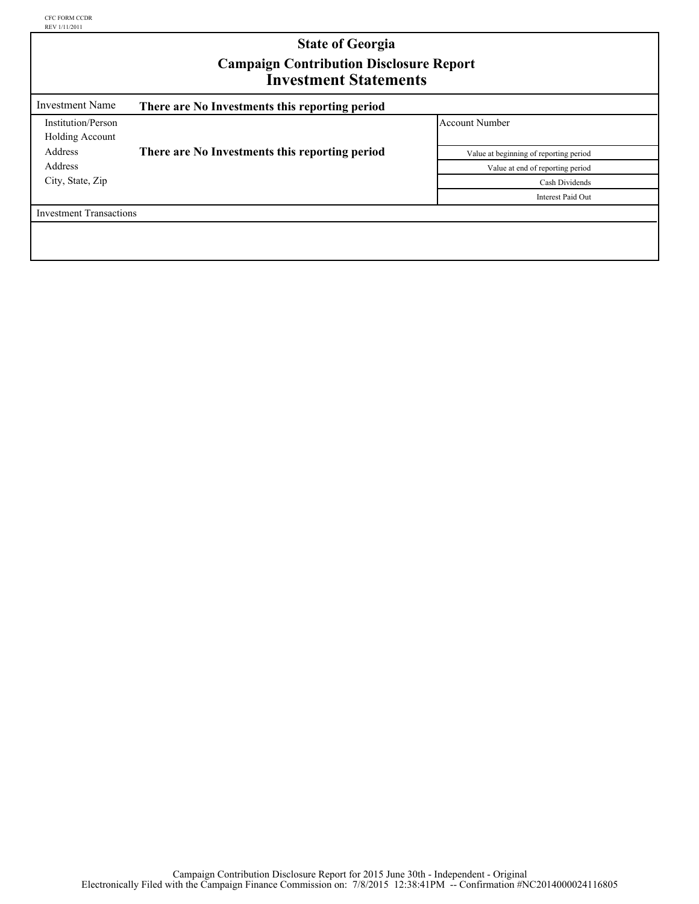CFC FORM CCDR
REV 1/11/2011

# State of Georgia

## Campaign Contribution Disclosure Report

## Investment Statements

| | | |
|---|---|---|
| Investment Name | **There are No Investments this reporting period** | |
| Institution/Person Holding Account | | Account Number |
| Address | **There are No Investments this reporting period** | Value at beginning of reporting period |
| Address | | Value at end of reporting period |
| City, State, Zip | | Cash Dividends |
| | | Interest Paid Out |
| Investment Transactions | | |

Campaign Contribution Disclosure Report for 2015 June 30th - Independent - Original
Electronically Filed with the Campaign Finance Commission on: 7/8/2015 12:38:41PM -- Confirmation #NC2014000024116805